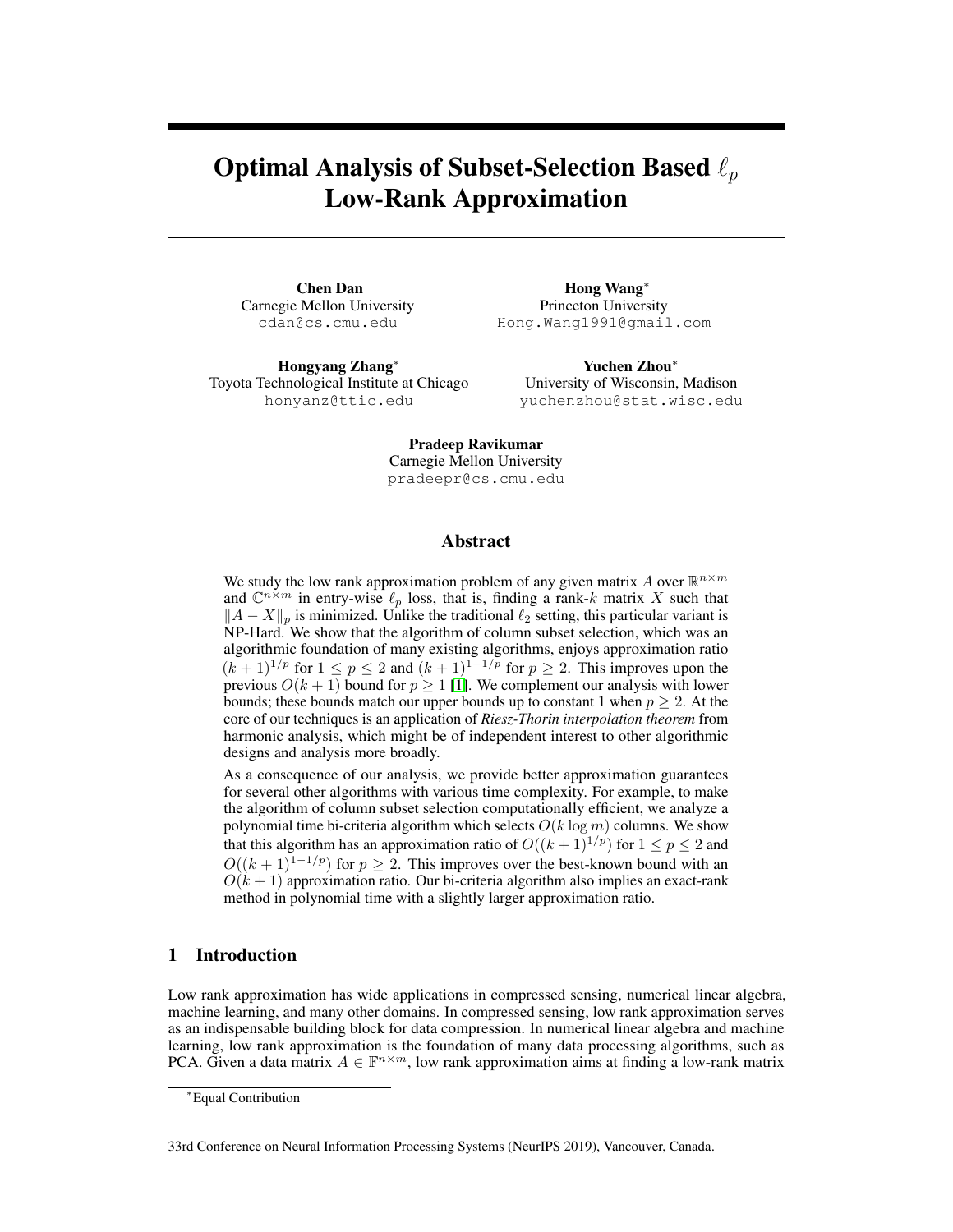# Optimal Analysis of Subset-Selection Based $\ell_p$ Low-Rank Approximation

**Chen Dan**
Carnegie Mellon University
cdan@cs.cmu.edu

**Hong Wang***
Princeton University
Hong.Wang1991@gmail.com

**Hongyang Zhang***
Toyota Technological Institute at Chicago
honyanz@ttic.edu

**Yuchen Zhou***
University of Wisconsin, Madison
yuchenzhou@stat.wisc.edu

**Pradeep Ravikumar**
Carnegie Mellon University
pradeepr@cs.cmu.edu

## Abstract

We study the low rank approximation problem of any given matrix $A$ over $\mathbb{R}^{n\times m}$ and $\mathbb{C}^{n\times m}$ in entry-wise $\ell_p$ loss, that is, finding a rank-$k$ matrix $X$ such that $\|A - X\|_p$ is minimized. Unlike the traditional $\ell_2$ setting, this particular variant is NP-Hard. We show that the algorithm of column subset selection, which was an algorithmic foundation of many existing algorithms, enjoys approximation ratio $(k+1)^{1/p}$ for $1 \le p \le 2$ and $(k+1)^{1-1/p}$ for $p \ge 2$. This improves upon the previous $O(k+1)$ bound for $p \ge 1$ [1]. We complement our analysis with lower bounds; these bounds match our upper bounds up to constant 1 when $p \ge 2$. At the core of our techniques is an application of ***Riesz-Thorin interpolation theorem*** from harmonic analysis, which might be of independent interest to other algorithmic designs and analysis more broadly.

As a consequence of our analysis, we provide better approximation guarantees for several other algorithms with various time complexity. For example, to make the algorithm of column subset selection computationally efficient, we analyze a polynomial time bi-criteria algorithm which selects $O(k \log m)$ columns. We show that this algorithm has an approximation ratio of $O((k+1)^{1/p})$ for $1 \le p \le 2$ and $O((k+1)^{1-1/p})$ for $p \ge 2$. This improves over the best-known bound with an $O(k+1)$ approximation ratio. Our bi-criteria algorithm also implies an exact-rank method in polynomial time with a slightly larger approximation ratio.

## 1 Introduction

Low rank approximation has wide applications in compressed sensing, numerical linear algebra, machine learning, and many other domains. In compressed sensing, low rank approximation serves as an indispensable building block for data compression. In numerical linear algebra and machine learning, low rank approximation is the foundation of many data processing algorithms, such as PCA. Given a data matrix $A \in \mathbb{F}^{n\times m}$, low rank approximation aims at finding a low-rank matrix

*Equal Contribution

33rd Conference on Neural Information Processing Systems (NeurIPS 2019), Vancouver, Canada.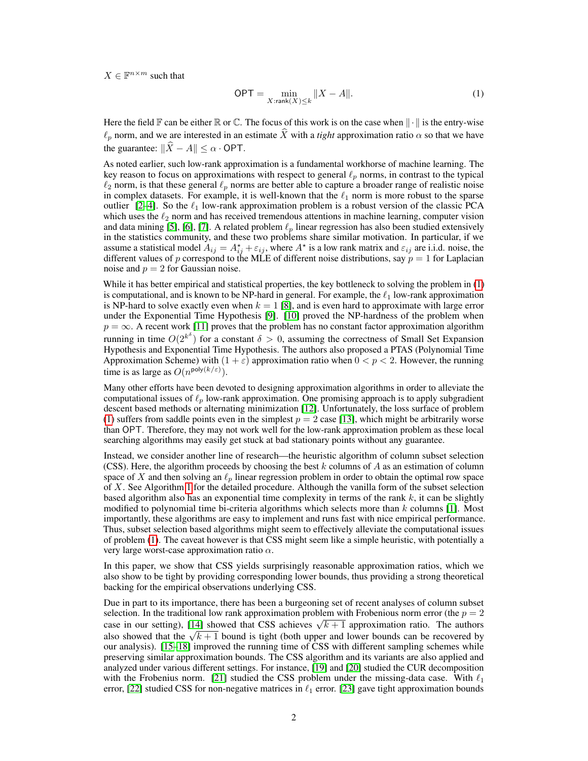$X \in \mathbb{F}^{n \times m}$ such that

$$\mathsf{OPT} = \min_{X:\mathsf{rank}(X) \leq k} \|X - A\|. \tag{1}$$

Here the field $\mathbb{F}$ can be either $\mathbb{R}$ or $\mathbb{C}$. The focus of this work is on the case when $\|\cdot\|$ is the entry-wise $\ell_p$ norm, and we are interested in an estimate $\widehat{X}$ with a *tight* approximation ratio $\alpha$ so that we have the guarantee: $\|\widehat{X} - A\| \leq \alpha \cdot \mathsf{OPT}$.

As noted earlier, such low-rank approximation is a fundamental workhorse of machine learning. The key reason to focus on approximations with respect to general $\ell_p$ norms, in contrast to the typical $\ell_2$ norm, is that these general $\ell_p$ norms are better able to capture a broader range of realistic noise in complex datasets. For example, it is well-known that the $\ell_1$ norm is more robust to the sparse outlier [2–4]. So the $\ell_1$ low-rank approximation problem is a robust version of the classic PCA which uses the $\ell_2$ norm and has received tremendous attentions in machine learning, computer vision and data mining [5], [6], [7]. A related problem $\ell_p$ linear regression has also been studied extensively in the statistics community, and these two problems share similar motivation. In particular, if we assume a statistical model $A_{ij} = A^{\star}_{ij} + \varepsilon_{ij}$, where $A^{\star}$ is a low rank matrix and $\varepsilon_{ij}$ are i.i.d. noise, the different values of $p$ correspond to the MLE of different noise distributions, say $p = 1$ for Laplacian noise and $p = 2$ for Gaussian noise.

While it has better empirical and statistical properties, the key bottleneck to solving the problem in (1) is computational, and is known to be NP-hard in general. For example, the $\ell_1$ low-rank approximation is NP-hard to solve exactly even when $k = 1$ [8], and is even hard to approximate with large error under the Exponential Time Hypothesis [9]. [10] proved the NP-hardness of the problem when $p = \infty$. A recent work [11] proves that the problem has no constant factor approximation algorithm running in time $O(2^{k^{\delta}})$ for a constant $\delta > 0$, assuming the correctness of Small Set Expansion Hypothesis and Exponential Time Hypothesis. The authors also proposed a PTAS (Polynomial Time Approximation Scheme) with $(1 + \varepsilon)$ approximation ratio when $0 < p < 2$. However, the running time is as large as $O(n^{\mathsf{poly}(k/\varepsilon)})$.

Many other efforts have been devoted to designing approximation algorithms in order to alleviate the computational issues of $\ell_p$ low-rank approximation. One promising approach is to apply subgradient descent based methods or alternating minimization [12]. Unfortunately, the loss surface of problem (1) suffers from saddle points even in the simplest $p = 2$ case [13], which might be arbitrarily worse than $\mathsf{OPT}$. Therefore, they may not work well for the low-rank approximation problem as these local searching algorithms may easily get stuck at bad stationary points without any guarantee.

Instead, we consider another line of research—the heuristic algorithm of column subset selection (CSS). Here, the algorithm proceeds by choosing the best $k$ columns of $A$ as an estimation of column space of $X$ and then solving an $\ell_p$ linear regression problem in order to obtain the optimal row space of $X$. See Algorithm 1 for the detailed procedure. Although the vanilla form of the subset selection based algorithm also has an exponential time complexity in terms of the rank $k$, it can be slightly modified to polynomial time bi-criteria algorithms which selects more than $k$ columns [1]. Most importantly, these algorithms are easy to implement and runs fast with nice empirical performance. Thus, subset selection based algorithms might seem to effectively alleviate the computational issues of problem (1). The caveat however is that CSS might seem like a simple heuristic, with potentially a very large worst-case approximation ratio $\alpha$.

In this paper, we show that CSS yields surprisingly reasonable approximation ratios, which we also show to be tight by providing corresponding lower bounds, thus providing a strong theoretical backing for the empirical observations underlying CSS.

Due in part to its importance, there has been a burgeoning set of recent analyses of column subset selection. In the traditional low rank approximation problem with Frobenius norm error (the $p = 2$ case in our setting), [14] showed that CSS achieves $\sqrt{k+1}$ approximation ratio. The authors also showed that the $\sqrt{k+1}$ bound is tight (both upper and lower bounds can be recovered by our analysis). [15–18] improved the running time of CSS with different sampling schemes while preserving similar approximation bounds. The CSS algorithm and its variants are also applied and analyzed under various different settings. For instance, [19] and [20] studied the CUR decomposition with the Frobenius norm. [21] studied the CSS problem under the missing-data case. With $\ell_1$ error, [22] studied CSS for non-negative matrices in $\ell_1$ error. [23] gave tight approximation bounds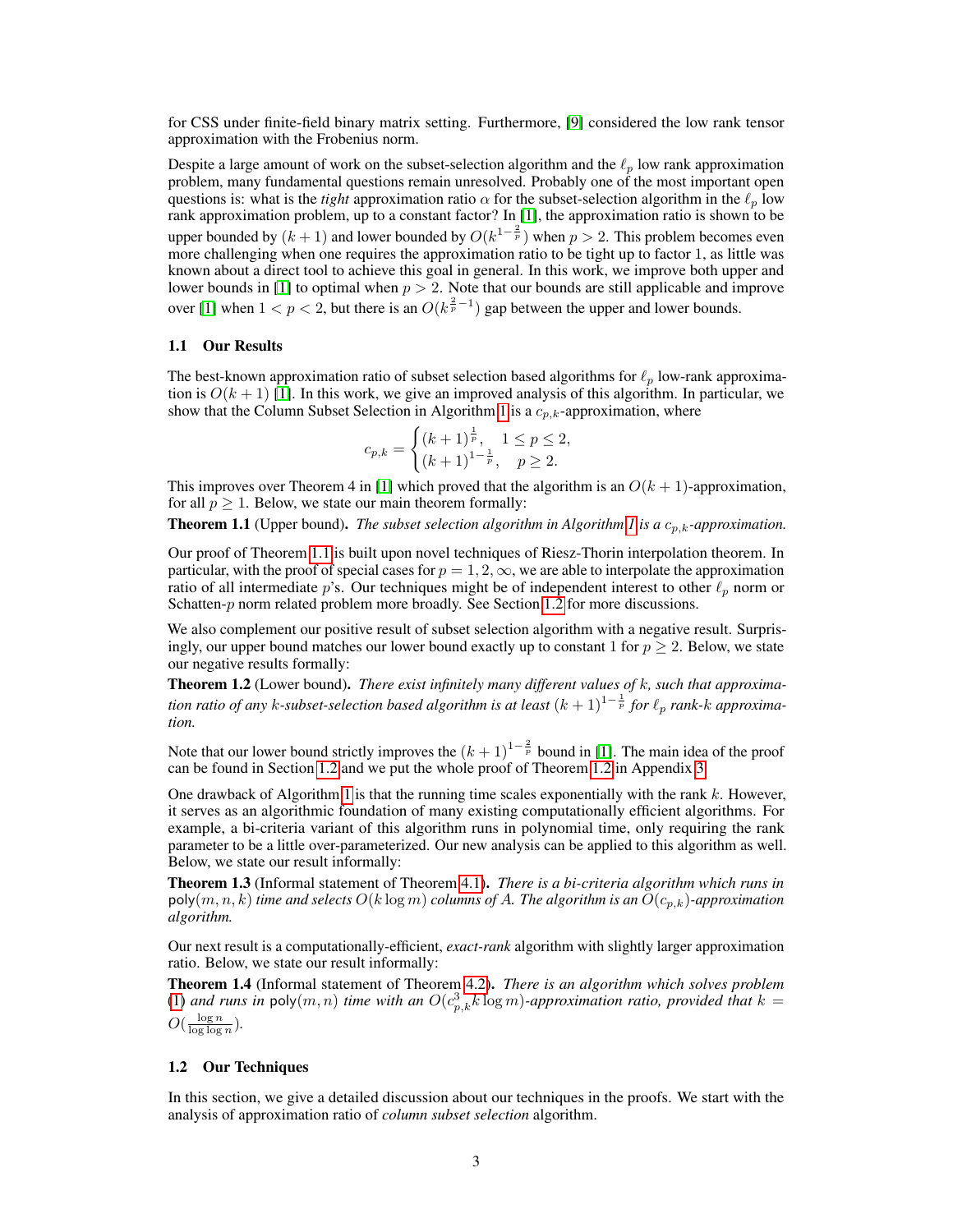for CSS under finite-field binary matrix setting. Furthermore, [9] considered the low rank tensor approximation with the Frobenius norm.

Despite a large amount of work on the subset-selection algorithm and the $\ell_p$ low rank approximation problem, many fundamental questions remain unresolved. Probably one of the most important open questions is: what is the *tight* approximation ratio $\alpha$ for the subset-selection algorithm in the $\ell_p$ low rank approximation problem, up to a constant factor? In [1], the approximation ratio is shown to be upper bounded by $(k+1)$ and lower bounded by $O(k^{1-\frac{2}{p}})$ when $p > 2$. This problem becomes even more challenging when one requires the approximation ratio to be tight up to factor 1, as little was known about a direct tool to achieve this goal in general. In this work, we improve both upper and lower bounds in [1] to optimal when $p > 2$. Note that our bounds are still applicable and improve over [1] when $1 < p < 2$, but there is an $O(k^{\frac{2}{p}-1})$ gap between the upper and lower bounds.

### 1.1 Our Results

The best-known approximation ratio of subset selection based algorithms for $\ell_p$ low-rank approximation is $O(k+1)$ [1]. In this work, we give an improved analysis of this algorithm. In particular, we show that the Column Subset Selection in Algorithm 1 is a $c_{p,k}$-approximation, where

$$c_{p,k} = \begin{cases} (k+1)^{\frac{1}{p}}, & 1 \leq p \leq 2, \\ (k+1)^{1-\frac{1}{p}}, & p \geq 2. \end{cases}$$

This improves over Theorem 4 in [1] which proved that the algorithm is an $O(k+1)$-approximation, for all $p \geq 1$. Below, we state our main theorem formally:

**Theorem 1.1** (Upper bound)**.** *The subset selection algorithm in Algorithm 1 is a $c_{p,k}$-approximation.*

Our proof of Theorem 1.1 is built upon novel techniques of Riesz-Thorin interpolation theorem. In particular, with the proof of special cases for $p = 1, 2, \infty$, we are able to interpolate the approximation ratio of all intermediate $p$'s. Our techniques might be of independent interest to other $\ell_p$ norm or Schatten-$p$ norm related problem more broadly. See Section 1.2 for more discussions.

We also complement our positive result of subset selection algorithm with a negative result. Surprisingly, our upper bound matches our lower bound exactly up to constant 1 for $p \geq 2$. Below, we state our negative results formally:

**Theorem 1.2** (Lower bound)**.** *There exist infinitely many different values of $k$, such that approximation ratio of any $k$-subset-selection based algorithm is at least $(k+1)^{1-\frac{1}{p}}$ for $\ell_p$ rank-$k$ approximation.*

Note that our lower bound strictly improves the $(k+1)^{1-\frac{2}{p}}$ bound in [1]. The main idea of the proof can be found in Section 1.2 and we put the whole proof of Theorem 1.2 in Appendix 3.

One drawback of Algorithm 1 is that the running time scales exponentially with the rank $k$. However, it serves as an algorithmic foundation of many existing computationally efficient algorithms. For example, a bi-criteria variant of this algorithm runs in polynomial time, only requiring the rank parameter to be a little over-parameterized. Our new analysis can be applied to this algorithm as well. Below, we state our result informally:

**Theorem 1.3** (Informal statement of Theorem 4.1)**.** *There is a bi-criteria algorithm which runs in $\mathsf{poly}(m, n, k)$ time and selects $O(k \log m)$ columns of $A$. The algorithm is an $O(c_{p,k})$-approximation algorithm.*

Our next result is a computationally-efficient, *exact-rank* algorithm with slightly larger approximation ratio. Below, we state our result informally:

**Theorem 1.4** (Informal statement of Theorem 4.2)**.** *There is an algorithm which solves problem (1) and runs in $\mathsf{poly}(m, n)$ time with an $O(c_{p,k}^3 k \log m)$-approximation ratio, provided that $k = O(\frac{\log n}{\log \log n})$.*

### 1.2 Our Techniques

In this section, we give a detailed discussion about our techniques in the proofs. We start with the analysis of approximation ratio of *column subset selection* algorithm.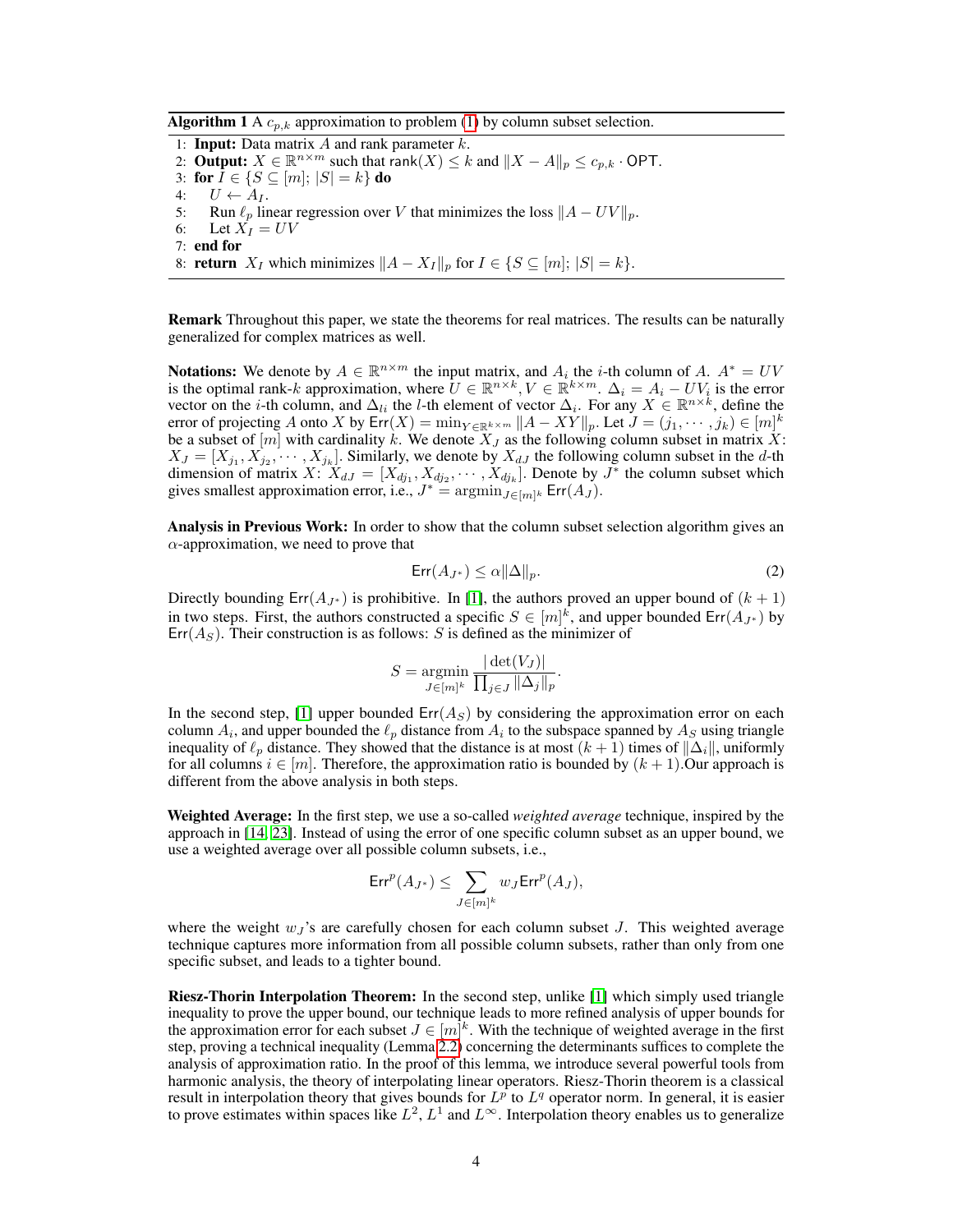**Algorithm 1** A $c_{p,k}$ approximation to problem (1) by column subset selection.

1: **Input:** Data matrix $A$ and rank parameter $k$.
2: **Output:** $X \in \mathbb{R}^{n \times m}$ such that $\mathsf{rank}(X) \leq k$ and $\|X - A\|_p \leq c_{p,k} \cdot \mathsf{OPT}$.
3: **for** $I \in \{S \subseteq [m];\ |S| = k\}$ **do**
4: $\quad U \leftarrow A_I$.
5: $\quad$ Run $\ell_p$ linear regression over $V$ that minimizes the loss $\|A - UV\|_p$.
6: $\quad$ Let $X_I = UV$
7: **end for**
8: **return** $X_I$ which minimizes $\|A - X_I\|_p$ for $I \in \{S \subseteq [m];\ |S| = k\}$.

**Remark** Throughout this paper, we state the theorems for real matrices. The results can be naturally generalized for complex matrices as well.

**Notations:** We denote by $A \in \mathbb{R}^{n \times m}$ the input matrix, and $A_i$ the $i$-th column of $A$. $A^* = UV$ is the optimal rank-$k$ approximation, where $U \in \mathbb{R}^{n \times k}, V \in \mathbb{R}^{k \times m}$. $\Delta_i = A_i - UV_i$ is the error vector on the $i$-th column, and $\Delta_{li}$ the $l$-th element of vector $\Delta_i$. For any $X \in \mathbb{R}^{n \times k}$, define the error of projecting $A$ onto $X$ by $\mathsf{Err}(X) = \min_{Y \in \mathbb{R}^{k \times m}} \|A - XY\|_p$. Let $J = (j_1, \cdots, j_k) \in [m]^k$ be a subset of $[m]$ with cardinality $k$. We denote $X_J$ as the following column subset in matrix $X$: $X_J = [X_{j_1}, X_{j_2}, \cdots, X_{j_k}]$. Similarly, we denote by $X_{dJ}$ the following column subset in the $d$-th dimension of matrix $X$: $X_{dJ} = [X_{dj_1}, X_{dj_2}, \cdots, X_{dj_k}]$. Denote by $J^*$ the column subset which gives smallest approximation error, i.e., $J^* = \mathrm{argmin}_{J \in [m]^k} \mathsf{Err}(A_J)$.

**Analysis in Previous Work:** In order to show that the column subset selection algorithm gives an $\alpha$-approximation, we need to prove that

$$\mathsf{Err}(A_{J^*}) \leq \alpha \|\Delta\|_p. \tag{2}$$

Directly bounding $\mathsf{Err}(A_{J^*})$ is prohibitive. In [1], the authors proved an upper bound of $(k+1)$ in two steps. First, the authors constructed a specific $S \in [m]^k$, and upper bounded $\mathsf{Err}(A_{J^*})$ by $\mathsf{Err}(A_S)$. Their construction is as follows: $S$ is defined as the minimizer of

$$S = \operatorname*{argmin}_{J \in [m]^k} \frac{|\det(V_J)|}{\prod_{j \in J} \|\Delta_j\|_p}.$$

In the second step, [1] upper bounded $\mathsf{Err}(A_S)$ by considering the approximation error on each column $A_i$, and upper bounded the $\ell_p$ distance from $A_i$ to the subspace spanned by $A_S$ using triangle inequality of $\ell_p$ distance. They showed that the distance is at most $(k+1)$ times of $\|\Delta_i\|$, uniformly for all columns $i \in [m]$. Therefore, the approximation ratio is bounded by $(k+1)$.Our approach is different from the above analysis in both steps.

**Weighted Average:** In the first step, we use a so-called *weighted average* technique, inspired by the approach in [14, 23]. Instead of using the error of one specific column subset as an upper bound, we use a weighted average over all possible column subsets, i.e.,

$$\mathsf{Err}^p(A_{J^*}) \leq \sum_{J \in [m]^k} w_J \mathsf{Err}^p(A_J),$$

where the weight $w_J$'s are carefully chosen for each column subset $J$. This weighted average technique captures more information from all possible column subsets, rather than only from one specific subset, and leads to a tighter bound.

**Riesz-Thorin Interpolation Theorem:** In the second step, unlike [1] which simply used triangle inequality to prove the upper bound, our technique leads to more refined analysis of upper bounds for the approximation error for each subset $J \in [m]^k$. With the technique of weighted average in the first step, proving a technical inequality (Lemma 2.2) concerning the determinants suffices to complete the analysis of approximation ratio. In the proof of this lemma, we introduce several powerful tools from harmonic analysis, the theory of interpolating linear operators. Riesz-Thorin theorem is a classical result in interpolation theory that gives bounds for $L^p$ to $L^q$ operator norm. In general, it is easier to prove estimates within spaces like $L^2$, $L^1$ and $L^\infty$. Interpolation theory enables us to generalize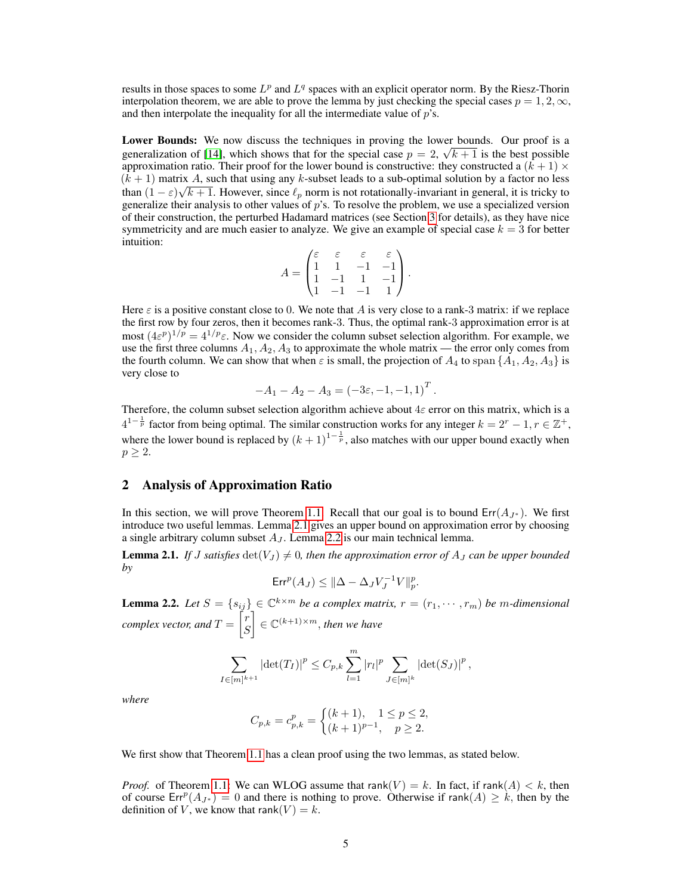results in those spaces to some $L^p$ and $L^q$ spaces with an explicit operator norm. By the Riesz-Thorin interpolation theorem, we are able to prove the lemma by just checking the special cases $p = 1, 2, \infty$, and then interpolate the inequality for all the intermediate value of $p$'s.

**Lower Bounds:** We now discuss the techniques in proving the lower bounds. Our proof is a generalization of [14], which shows that for the special case $p = 2$, $\sqrt{k+1}$ is the best possible approximation ratio. Their proof for the lower bound is constructive: they constructed a $(k+1) \times (k+1)$ matrix $A$, such that using any $k$-subset leads to a sub-optimal solution by a factor no less than $(1-\varepsilon)\sqrt{k+1}$. However, since $\ell_p$ norm is not rotationally-invariant in general, it is tricky to generalize their analysis to other values of $p$'s. To resolve the problem, we use a specialized version of their construction, the perturbed Hadamard matrices (see Section 3 for details), as they have nice symmetricity and are much easier to analyze. We give an example of special case $k = 3$ for better intuition:

$$A = \begin{pmatrix} \varepsilon & \varepsilon & \varepsilon & \varepsilon \\ 1 & 1 & -1 & -1 \\ 1 & -1 & 1 & -1 \\ 1 & -1 & -1 & 1 \end{pmatrix}.$$

Here $\varepsilon$ is a positive constant close to 0. We note that $A$ is very close to a rank-3 matrix: if we replace the first row by four zeros, then it becomes rank-3. Thus, the optimal rank-3 approximation error is at most $(4\varepsilon^p)^{1/p} = 4^{1/p}\varepsilon$. Now we consider the column subset selection algorithm. For example, we use the first three columns $A_1, A_2, A_3$ to approximate the whole matrix — the error only comes from the fourth column. We can show that when $\varepsilon$ is small, the projection of $A_4$ to $\operatorname{span}\{A_1, A_2, A_3\}$ is very close to

$$-A_1 - A_2 - A_3 = (-3\varepsilon, -1, -1, 1)^T.$$

Therefore, the column subset selection algorithm achieve about $4\varepsilon$ error on this matrix, which is a $4^{1-\frac{1}{p}}$ factor from being optimal. The similar construction works for any integer $k = 2^r - 1, r \in \mathbb{Z}^+$, where the lower bound is replaced by $(k+1)^{1-\frac{1}{p}}$, also matches with our upper bound exactly when $p \geq 2$.

## 2 Analysis of Approximation Ratio

In this section, we will prove Theorem 1.1. Recall that our goal is to bound $\mathsf{Err}(A_{J^*})$. We first introduce two useful lemmas. Lemma 2.1 gives an upper bound on approximation error by choosing a single arbitrary column subset $A_J$. Lemma 2.2 is our main technical lemma.

**Lemma 2.1.** *If $J$ satisfies $\det(V_J) \neq 0$, then the approximation error of $A_J$ can be upper bounded by*

$$\mathsf{Err}^p(A_J) \leq \|\Delta - \Delta_J V_J^{-1} V\|_p^p.$$

**Lemma 2.2.** *Let $S = \{s_{ij}\} \in \mathbb{C}^{k \times m}$ be a complex matrix, $r = (r_1, \cdots, r_m)$ be $m$-dimensional complex vector, and $T = \begin{bmatrix} r \\ S \end{bmatrix} \in \mathbb{C}^{(k+1) \times m}$, then we have*

$$\sum_{I \in [m]^{k+1}} |\det(T_I)|^p \leq C_{p,k} \sum_{l=1}^{m} |r_l|^p \sum_{J \in [m]^k} |\det(S_J)|^p,$$

*where*

$$C_{p,k} = c_{p,k}^p = \begin{cases} (k+1), & 1 \leq p \leq 2, \\ (k+1)^{p-1}, & p \geq 2. \end{cases}$$

We first show that Theorem 1.1 has a clean proof using the two lemmas, as stated below.

*Proof.* of Theorem 1.1: We can WLOG assume that $\mathsf{rank}(V) = k$. In fact, if $\mathsf{rank}(A) < k$, then of course $\mathsf{Err}^p(A_{J^*}) = 0$ and there is nothing to prove. Otherwise if $\mathsf{rank}(A) \geq k$, then by the definition of $V$, we know that $\mathsf{rank}(V) = k$.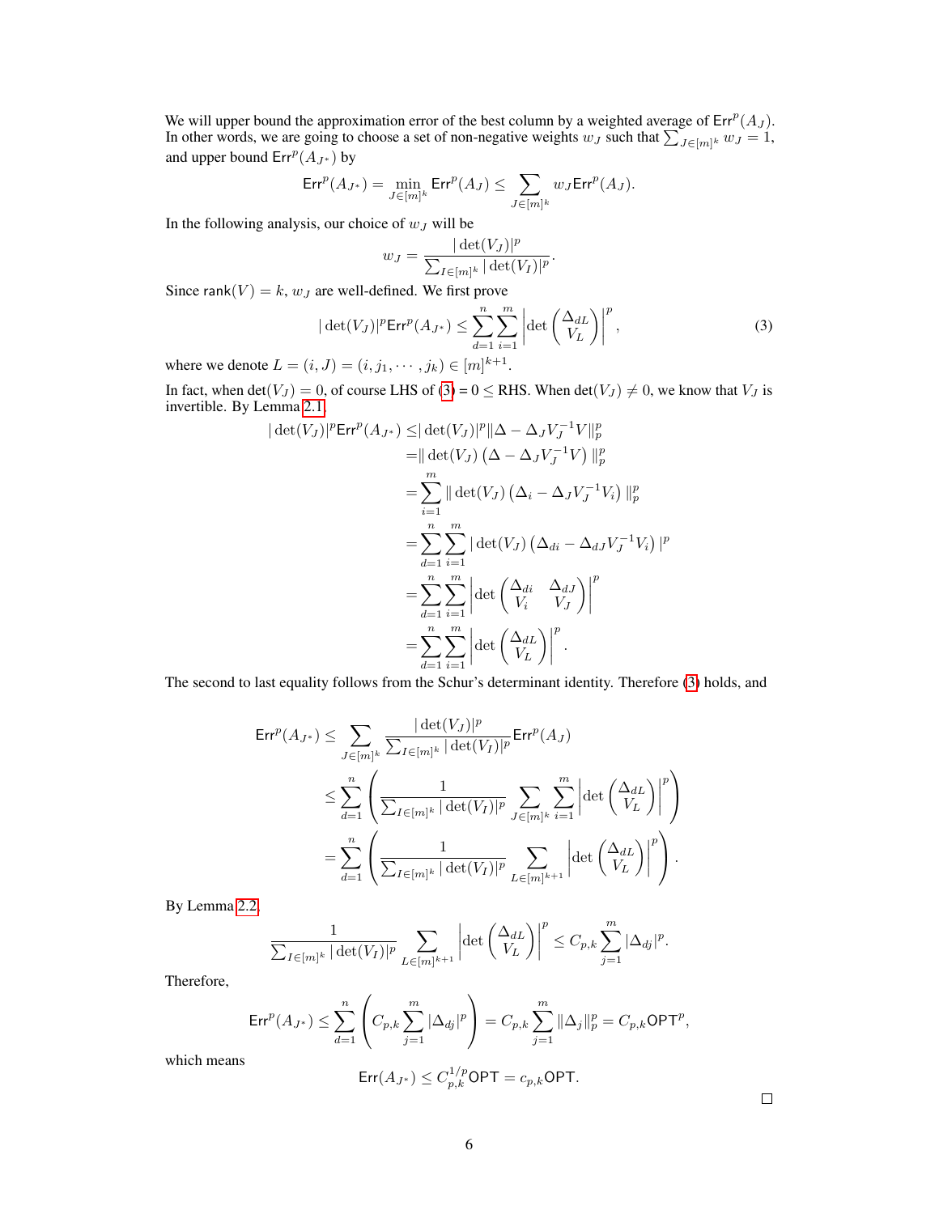We will upper bound the approximation error of the best column by a weighted average of $\mathsf{Err}^p(A_J)$. In other words, we are going to choose a set of non-negative weights $w_J$ such that $\sum_{J\in[m]^k} w_J = 1$, and upper bound $\mathsf{Err}^p(A_{J^*})$ by

$$\mathsf{Err}^p(A_{J^*}) = \min_{J\in[m]^k} \mathsf{Err}^p(A_J) \le \sum_{J\in[m]^k} w_J \mathsf{Err}^p(A_J).$$

In the following analysis, our choice of $w_J$ will be

$$w_J = \frac{|\det(V_J)|^p}{\sum_{I\in[m]^k} |\det(V_I)|^p}.$$

Since $\mathsf{rank}(V) = k$, $w_J$ are well-defined. We first prove

$$|\det(V_J)|^p \mathsf{Err}^p(A_{J^*}) \le \sum_{d=1}^{n}\sum_{i=1}^{m} \left|\det\begin{pmatrix}\Delta_{dL}\\ V_L\end{pmatrix}\right|^p, \tag{3}$$

where we denote $L = (i, J) = (i, j_1, \cdots, j_k) \in [m]^{k+1}$.

In fact, when $\det(V_J) = 0$, of course LHS of (3) $= 0 \le$ RHS. When $\det(V_J) \ne 0$, we know that $V_J$ is invertible. By Lemma 2.1

$$\begin{aligned}
|\det(V_J)|^p \mathsf{Err}^p(A_{J^*}) \le& |\det(V_J)|^p \|\Delta - \Delta_J V_J^{-1} V\|_p^p \\
=& \|\det(V_J)\left(\Delta - \Delta_J V_J^{-1} V\right)\|_p^p \\
=& \sum_{i=1}^{m} \|\det(V_J)\left(\Delta_i - \Delta_J V_J^{-1} V_i\right)\|_p^p \\
=& \sum_{d=1}^{n}\sum_{i=1}^{m} |\det(V_J)\left(\Delta_{di} - \Delta_{dJ} V_J^{-1} V_i\right)|^p \\
=& \sum_{d=1}^{n}\sum_{i=1}^{m} \left|\det\begin{pmatrix}\Delta_{di} & \Delta_{dJ}\\ V_i & V_J\end{pmatrix}\right|^p \\
=& \sum_{d=1}^{n}\sum_{i=1}^{m} \left|\det\begin{pmatrix}\Delta_{dL}\\ V_L\end{pmatrix}\right|^p.
\end{aligned}$$

The second to last equality follows from the Schur's determinant identity. Therefore (3) holds, and

$$\begin{aligned}
\mathsf{Err}^p(A_{J^*}) \le& \sum_{J\in[m]^k} \frac{|\det(V_J)|^p}{\sum_{I\in[m]^k}|\det(V_I)|^p} \mathsf{Err}^p(A_J) \\
\le& \sum_{d=1}^{n}\left(\frac{1}{\sum_{I\in[m]^k}|\det(V_I)|^p} \sum_{J\in[m]^k}\sum_{i=1}^{m}\left|\det\begin{pmatrix}\Delta_{dL}\\ V_L\end{pmatrix}\right|^p\right) \\
=& \sum_{d=1}^{n}\left(\frac{1}{\sum_{I\in[m]^k}|\det(V_I)|^p} \sum_{L\in[m]^{k+1}}\left|\det\begin{pmatrix}\Delta_{dL}\\ V_L\end{pmatrix}\right|^p\right).
\end{aligned}$$

By Lemma 2.2,

$$\frac{1}{\sum_{I\in[m]^k}|\det(V_I)|^p} \sum_{L\in[m]^{k+1}}\left|\det\begin{pmatrix}\Delta_{dL}\\ V_L\end{pmatrix}\right|^p \le C_{p,k}\sum_{j=1}^{m}|\Delta_{dj}|^p.$$

Therefore,

$$\mathsf{Err}^p(A_{J^*}) \le \sum_{d=1}^{n}\left(C_{p,k}\sum_{j=1}^{m}|\Delta_{dj}|^p\right) = C_{p,k}\sum_{j=1}^{m}\|\Delta_j\|_p^p = C_{p,k}\mathsf{OPT}^p,$$

which means

$$\mathsf{Err}(A_{J^*}) \le C_{p,k}^{1/p}\mathsf{OPT} = c_{p,k}\mathsf{OPT}.$$

□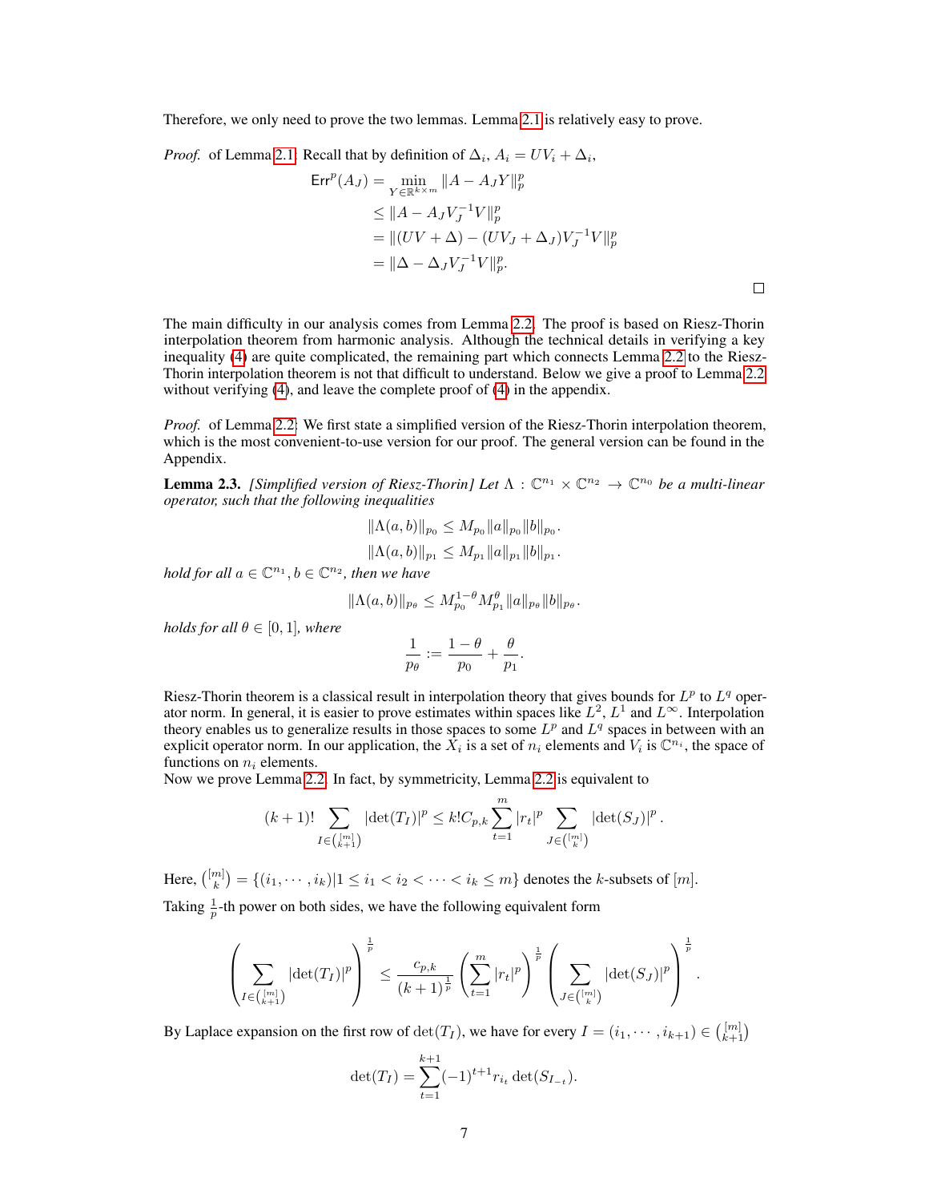Therefore, we only need to prove the two lemmas. Lemma 2.1 is relatively easy to prove.

*Proof.* of Lemma 2.1: Recall that by definition of $\Delta_i$, $A_i = UV_i + \Delta_i$,

$$
\begin{aligned}
\mathsf{Err}^p(A_J) &= \min_{Y \in \mathbb{R}^{k \times m}} \|A - A_J Y\|_p^p \\
&\le \|A - A_J V_J^{-1} V\|_p^p \\
&= \|(UV + \Delta) - (UV_J + \Delta_J) V_J^{-1} V\|_p^p \\
&= \|\Delta - \Delta_J V_J^{-1} V\|_p^p.
\end{aligned}
$$

□

The main difficulty in our analysis comes from Lemma 2.2. The proof is based on Riesz-Thorin interpolation theorem from harmonic analysis. Although the technical details in verifying a key inequality (4) are quite complicated, the remaining part which connects Lemma 2.2 to the Riesz-Thorin interpolation theorem is not that difficult to understand. Below we give a proof to Lemma 2.2 without verifying (4), and leave the complete proof of (4) in the appendix.

*Proof.* of Lemma 2.2: We first state a simplified version of the Riesz-Thorin interpolation theorem, which is the most convenient-to-use version for our proof. The general version can be found in the Appendix.

**Lemma 2.3.** *[Simplified version of Riesz-Thorin] Let $\Lambda : \mathbb{C}^{n_1} \times \mathbb{C}^{n_2} \to \mathbb{C}^{n_0}$ be a multi-linear operator, such that the following inequalities*

$$
\|\Lambda(a, b)\|_{p_0} \le M_{p_0} \|a\|_{p_0} \|b\|_{p_0}.
$$

$$
\|\Lambda(a, b)\|_{p_1} \le M_{p_1} \|a\|_{p_1} \|b\|_{p_1}.
$$

*hold for all $a \in \mathbb{C}^{n_1}, b \in \mathbb{C}^{n_2}$, then we have*

$$
\|\Lambda(a, b)\|_{p_\theta} \le M_{p_0}^{1-\theta} M_{p_1}^{\theta} \|a\|_{p_\theta} \|b\|_{p_\theta}.
$$

*holds for all $\theta \in [0, 1]$, where*

$$
\frac{1}{p_\theta} := \frac{1 - \theta}{p_0} + \frac{\theta}{p_1}.
$$

Riesz-Thorin theorem is a classical result in interpolation theory that gives bounds for $L^p$ to $L^q$ operator norm. In general, it is easier to prove estimates within spaces like $L^2$, $L^1$ and $L^\infty$. Interpolation theory enables us to generalize results in those spaces to some $L^p$ and $L^q$ spaces in between with an explicit operator norm. In our application, the $X_i$ is a set of $n_i$ elements and $V_i$ is $\mathbb{C}^{n_i}$, the space of functions on $n_i$ elements.

Now we prove Lemma 2.2. In fact, by symmetricity, Lemma 2.2 is equivalent to

$$
(k+1)! \sum_{I \in \binom{[m]}{k+1}} |\det(T_I)|^p \le k! C_{p,k} \sum_{t=1}^{m} |r_t|^p \sum_{J \in \binom{[m]}{k}} |\det(S_J)|^p .
$$

Here, $\binom{[m]}{k} = \{(i_1, \cdots, i_k) | 1 \le i_1 < i_2 < \cdots < i_k \le m\}$ denotes the $k$-subsets of $[m]$.

Taking $\frac{1}{p}$-th power on both sides, we have the following equivalent form

$$
\left( \sum_{I \in \binom{[m]}{k+1}} |\det(T_I)|^p \right)^{\frac{1}{p}} \le \frac{c_{p,k}}{(k+1)^{\frac{1}{p}}} \left( \sum_{t=1}^{m} |r_t|^p \right)^{\frac{1}{p}} \left( \sum_{J \in \binom{[m]}{k}} |\det(S_J)|^p \right)^{\frac{1}{p}} .
$$

By Laplace expansion on the first row of $\det(T_I)$, we have for every $I = (i_1, \cdots, i_{k+1}) \in \binom{[m]}{k+1}$

$$
\det(T_I) = \sum_{t=1}^{k+1} (-1)^{t+1} r_{i_t} \det(S_{I_{-t}}).
$$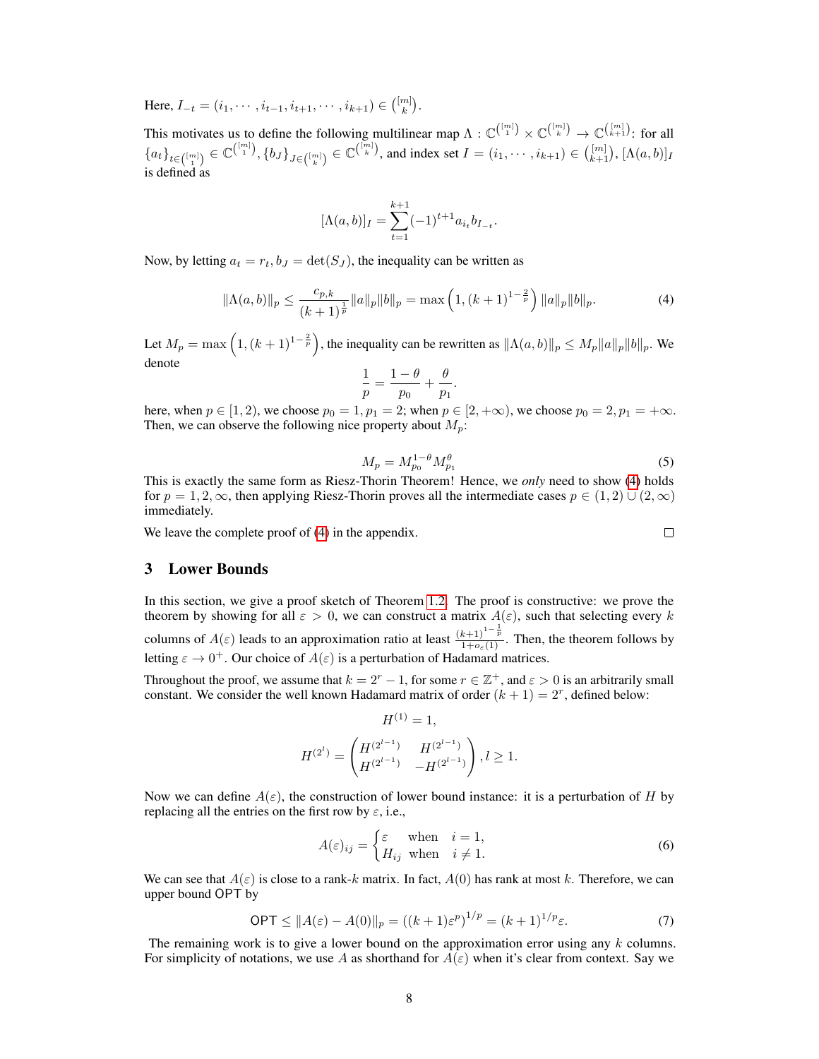Here, $I_{-t} = (i_1, \cdots, i_{t-1}, i_{t+1}, \cdots, i_{k+1}) \in \binom{[m]}{k}$.

This motivates us to define the following multilinear map $\Lambda : \mathbb{C}^{\binom{[m]}{1}} \times \mathbb{C}^{\binom{[m]}{k}} \to \mathbb{C}^{\binom{[m]}{k+1}}$: for all $\{a_t\}_{t \in \binom{[m]}{1}} \in \mathbb{C}^{\binom{[m]}{1}}$, $\{b_J\}_{J \in \binom{[m]}{k}} \in \mathbb{C}^{\binom{[m]}{k}}$, and index set $I = (i_1, \cdots, i_{k+1}) \in \binom{[m]}{k+1}$, $[\Lambda(a,b)]_I$ is defined as

$$[\Lambda(a,b)]_I = \sum_{t=1}^{k+1} (-1)^{t+1} a_{i_t} b_{I_{-t}}.$$

Now, by letting $a_t = r_t, b_J = \det(S_J)$, the inequality can be written as

$$\|\Lambda(a,b)\|_p \leq \frac{c_{p,k}}{(k+1)^{\frac{1}{p}}} \|a\|_p \|b\|_p = \max\left(1, (k+1)^{1-\frac{2}{p}}\right) \|a\|_p \|b\|_p. \tag{4}$$

Let $M_p = \max\left(1, (k+1)^{1-\frac{2}{p}}\right)$, the inequality can be rewritten as $\|\Lambda(a,b)\|_p \leq M_p \|a\|_p \|b\|_p$. We denote

$$\frac{1}{p} = \frac{1-\theta}{p_0} + \frac{\theta}{p_1}.$$

here, when $p \in [1,2)$, we choose $p_0 = 1, p_1 = 2$; when $p \in [2, +\infty)$, we choose $p_0 = 2, p_1 = +\infty$. Then, we can observe the following nice property about $M_p$:

$$M_p = M_{p_0}^{1-\theta} M_{p_1}^{\theta} \tag{5}$$

This is exactly the same form as Riesz-Thorin Theorem! Hence, we *only* need to show (4) holds for $p = 1, 2, \infty$, then applying Riesz-Thorin proves all the intermediate cases $p \in (1,2) \cup (2, \infty)$ immediately.

We leave the complete proof of (4) in the appendix. □

## 3 Lower Bounds

In this section, we give a proof sketch of Theorem 1.2. The proof is constructive: we prove the theorem by showing for all $\varepsilon > 0$, we can construct a matrix $A(\varepsilon)$, such that selecting every $k$ columns of $A(\varepsilon)$ leads to an approximation ratio at least $\frac{(k+1)^{1-\frac{1}{p}}}{1+o_\varepsilon(1)}$. Then, the theorem follows by letting $\varepsilon \to 0^+$. Our choice of $A(\varepsilon)$ is a perturbation of Hadamard matrices.

Throughout the proof, we assume that $k = 2^r - 1$, for some $r \in \mathbb{Z}^+$, and $\varepsilon > 0$ is an arbitrarily small constant. We consider the well known Hadamard matrix of order $(k+1) = 2^r$, defined below:

$$H^{(1)} = 1,$$

$$H^{(2^l)} = \begin{pmatrix} H^{(2^{l-1})} & H^{(2^{l-1})} \\ H^{(2^{l-1})} & -H^{(2^{l-1})} \end{pmatrix}, l \geq 1.$$

Now we can define $A(\varepsilon)$, the construction of lower bound instance: it is a perturbation of $H$ by replacing all the entries on the first row by $\varepsilon$, i.e.,

$$A(\varepsilon)_{ij} = \begin{cases} \varepsilon & \text{when} \quad i = 1, \\ H_{ij} & \text{when} \quad i \neq 1. \end{cases} \tag{6}$$

We can see that $A(\varepsilon)$ is close to a rank-$k$ matrix. In fact, $A(0)$ has rank at most $k$. Therefore, we can upper bound $\mathsf{OPT}$ by

$$\mathsf{OPT} \leq \|A(\varepsilon) - A(0)\|_p = ((k+1)\varepsilon^p)^{1/p} = (k+1)^{1/p}\varepsilon. \tag{7}$$

The remaining work is to give a lower bound on the approximation error using any $k$ columns. For simplicity of notations, we use $A$ as shorthand for $A(\varepsilon)$ when it's clear from context. Say we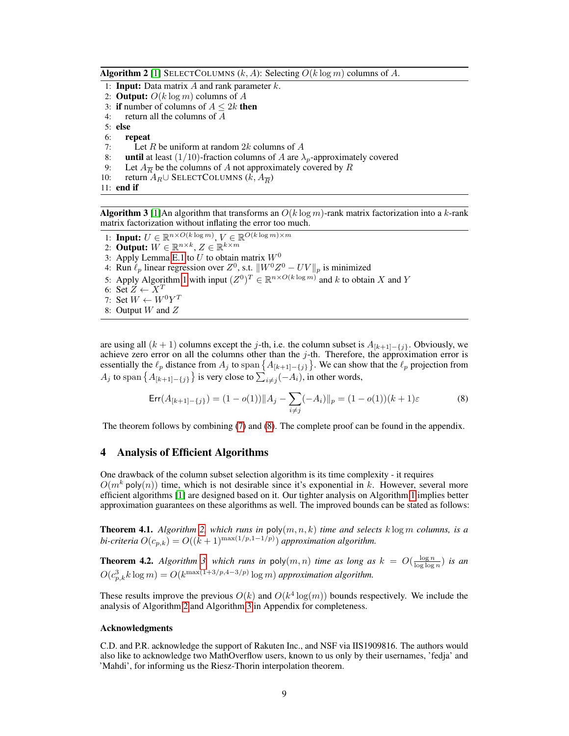**Algorithm 2** [1] SELECTCOLUMNS $(k, A)$: Selecting $O(k \log m)$ columns of $A$.

```
1: Input: Data matrix A and rank parameter k.
2: Output: O(k log m) columns of A
3: if number of columns of A ≤ 2k then
4:     return all the columns of A
5: else
6:     repeat
7:         Let R be uniform at random 2k columns of A
8:     until at least (1/10)-fraction columns of A are λ_p-approximately covered
9:     Let A_{\bar{R}} be the columns of A not approximately covered by R
10:    return A_R ∪ SELECTCOLUMNS (k, A_{\bar{R}})
11: end if
```

**Algorithm 3** [1]An algorithm that transforms an $O(k \log m)$-rank matrix factorization into a $k$-rank matrix factorization without inflating the error too much.

```
1: Input: U ∈ R^{n×O(k log m)}, V ∈ R^{O(k log m)×m}
2: Output: W ∈ R^{n×k}, Z ∈ R^{k×m}
3: Apply Lemma E.1 to U to obtain matrix W^0
4: Run ℓ_p linear regression over Z^0, s.t. ||W^0 Z^0 − UV||_p is minimized
5: Apply Algorithm 1 with input (Z^0)^T ∈ R^{n×O(k log m)} and k to obtain X and Y
6: Set Z ← X^T
7: Set W ← W^0 Y^T
8: Output W and Z
```

are using all $(k+1)$ columns except the $j$-th, i.e. the column subset is $A_{[k+1]-\{j\}}$. Obviously, we achieve zero error on all the columns other than the $j$-th. Therefore, the approximation error is essentially the $\ell_p$ distance from $A_j$ to $\text{span}\left\{A_{[k+1]-\{j\}}\right\}$. We can show that the $\ell_p$ projection from $A_j$ to $\text{span}\left\{A_{[k+1]-\{j\}}\right\}$ is very close to $\sum_{i \neq j}(-A_i)$, in other words,

$$\mathsf{Err}(A_{[k+1]-\{j\}}) = (1-o(1))\|A_j - \sum_{i \neq j}(-A_i)\|_p = (1-o(1))(k+1)\varepsilon \tag{8}$$

The theorem follows by combining (7) and (8). The complete proof can be found in the appendix.

## 4 Analysis of Efficient Algorithms

One drawback of the column subset selection algorithm is its time complexity - it requires $O(m^k \,\mathsf{poly}(n))$ time, which is not desirable since it's exponential in $k$. However, several more efficient algorithms [1] are designed based on it. Our tighter analysis on Algorithm 1 implies better approximation guarantees on these algorithms as well. The improved bounds can be stated as follows:

**Theorem 4.1.** *Algorithm 2, which runs in* $\mathsf{poly}(m, n, k)$ *time and selects* $k \log m$ *columns, is a bi-criteria* $O(c_{p,k}) = O((k+1)^{\max(1/p, 1-1/p)})$ *approximation algorithm.*

**Theorem 4.2.** *Algorithm 3, which runs in* $\mathsf{poly}(m, n)$ *time as long as* $k = O(\frac{\log n}{\log \log n})$ *is an* $O(c_{p,k}^3 k \log m) = O(k^{\max(1+3/p, 4-3/p)} \log m)$ *approximation algorithm.*

These results improve the previous $O(k)$ and $O(k^4 \log(m))$ bounds respectively. We include the analysis of Algorithm 2 and Algorithm 3 in Appendix for completeness.

### Acknowledgments

C.D. and P.R. acknowledge the support of Rakuten Inc., and NSF via IIS1909816. The authors would also like to acknowledge two MathOverflow users, known to us only by their usernames, 'fedja' and 'Mahdi', for informing us the Riesz-Thorin interpolation theorem.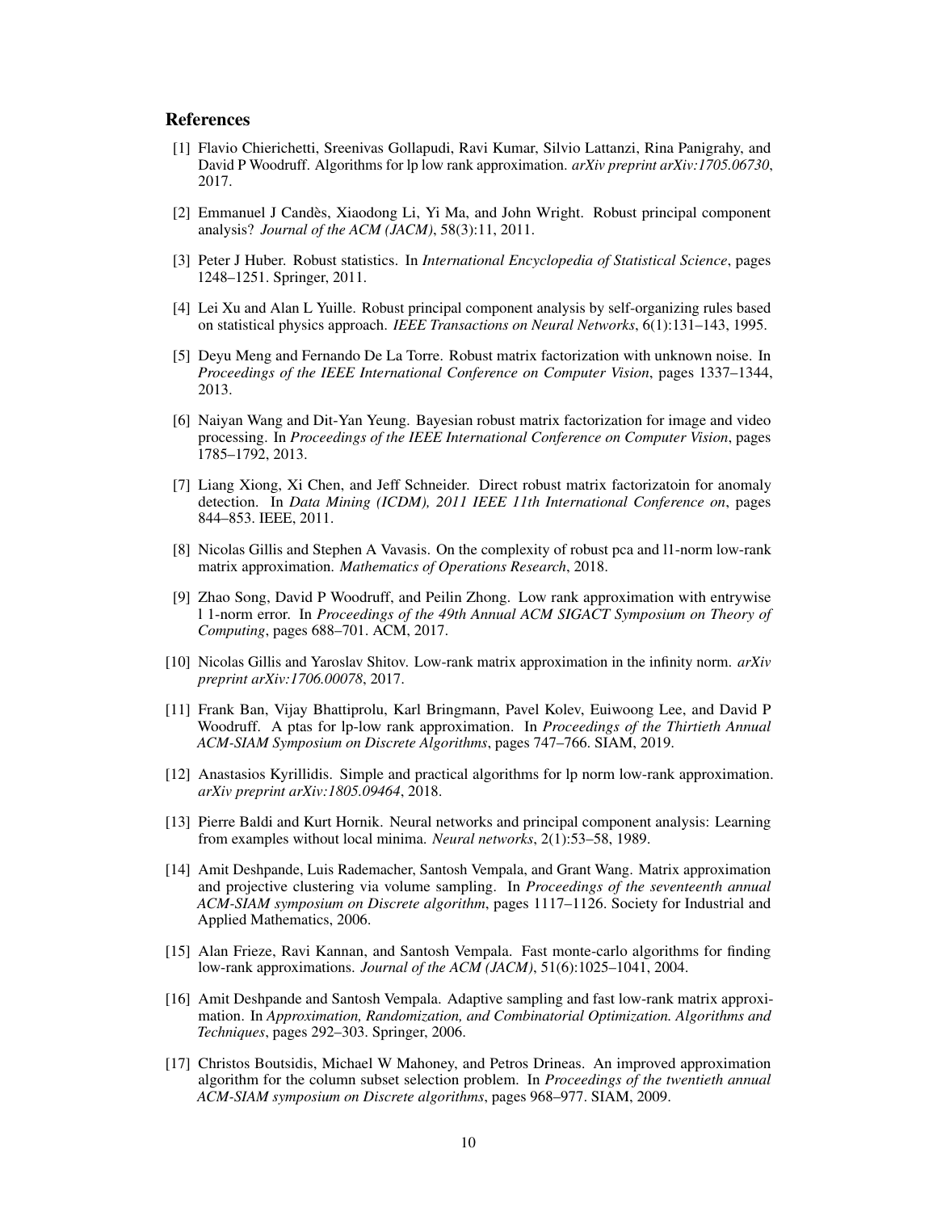## References

[1] Flavio Chierichetti, Sreenivas Gollapudi, Ravi Kumar, Silvio Lattanzi, Rina Panigrahy, and David P Woodruff. Algorithms for lp low rank approximation. *arXiv preprint arXiv:1705.06730*, 2017.

[2] Emmanuel J Candès, Xiaodong Li, Yi Ma, and John Wright. Robust principal component analysis? *Journal of the ACM (JACM)*, 58(3):11, 2011.

[3] Peter J Huber. Robust statistics. In *International Encyclopedia of Statistical Science*, pages 1248–1251. Springer, 2011.

[4] Lei Xu and Alan L Yuille. Robust principal component analysis by self-organizing rules based on statistical physics approach. *IEEE Transactions on Neural Networks*, 6(1):131–143, 1995.

[5] Deyu Meng and Fernando De La Torre. Robust matrix factorization with unknown noise. In *Proceedings of the IEEE International Conference on Computer Vision*, pages 1337–1344, 2013.

[6] Naiyan Wang and Dit-Yan Yeung. Bayesian robust matrix factorization for image and video processing. In *Proceedings of the IEEE International Conference on Computer Vision*, pages 1785–1792, 2013.

[7] Liang Xiong, Xi Chen, and Jeff Schneider. Direct robust matrix factorizatoin for anomaly detection. In *Data Mining (ICDM), 2011 IEEE 11th International Conference on*, pages 844–853. IEEE, 2011.

[8] Nicolas Gillis and Stephen A Vavasis. On the complexity of robust pca and l1-norm low-rank matrix approximation. *Mathematics of Operations Research*, 2018.

[9] Zhao Song, David P Woodruff, and Peilin Zhong. Low rank approximation with entrywise l 1-norm error. In *Proceedings of the 49th Annual ACM SIGACT Symposium on Theory of Computing*, pages 688–701. ACM, 2017.

[10] Nicolas Gillis and Yaroslav Shitov. Low-rank matrix approximation in the infinity norm. *arXiv preprint arXiv:1706.00078*, 2017.

[11] Frank Ban, Vijay Bhattiprolu, Karl Bringmann, Pavel Kolev, Euiwoong Lee, and David P Woodruff. A ptas for lp-low rank approximation. In *Proceedings of the Thirtieth Annual ACM-SIAM Symposium on Discrete Algorithms*, pages 747–766. SIAM, 2019.

[12] Anastasios Kyrillidis. Simple and practical algorithms for lp norm low-rank approximation. *arXiv preprint arXiv:1805.09464*, 2018.

[13] Pierre Baldi and Kurt Hornik. Neural networks and principal component analysis: Learning from examples without local minima. *Neural networks*, 2(1):53–58, 1989.

[14] Amit Deshpande, Luis Rademacher, Santosh Vempala, and Grant Wang. Matrix approximation and projective clustering via volume sampling. In *Proceedings of the seventeenth annual ACM-SIAM symposium on Discrete algorithm*, pages 1117–1126. Society for Industrial and Applied Mathematics, 2006.

[15] Alan Frieze, Ravi Kannan, and Santosh Vempala. Fast monte-carlo algorithms for finding low-rank approximations. *Journal of the ACM (JACM)*, 51(6):1025–1041, 2004.

[16] Amit Deshpande and Santosh Vempala. Adaptive sampling and fast low-rank matrix approximation. In *Approximation, Randomization, and Combinatorial Optimization. Algorithms and Techniques*, pages 292–303. Springer, 2006.

[17] Christos Boutsidis, Michael W Mahoney, and Petros Drineas. An improved approximation algorithm for the column subset selection problem. In *Proceedings of the twentieth annual ACM-SIAM symposium on Discrete algorithms*, pages 968–977. SIAM, 2009.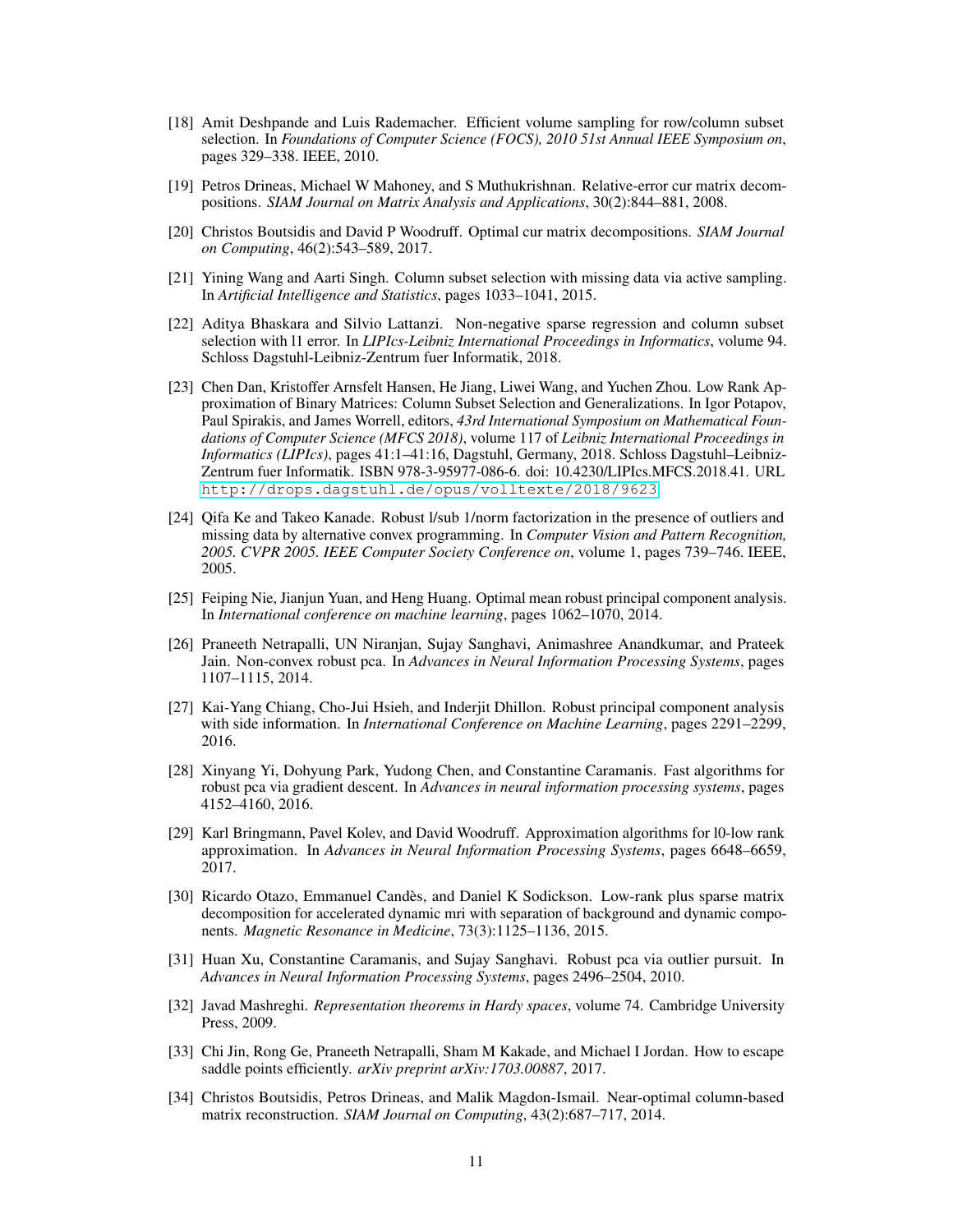[18] Amit Deshpande and Luis Rademacher. Efficient volume sampling for row/column subset selection. In *Foundations of Computer Science (FOCS), 2010 51st Annual IEEE Symposium on*, pages 329–338. IEEE, 2010.

[19] Petros Drineas, Michael W Mahoney, and S Muthukrishnan. Relative-error cur matrix decompositions. *SIAM Journal on Matrix Analysis and Applications*, 30(2):844–881, 2008.

[20] Christos Boutsidis and David P Woodruff. Optimal cur matrix decompositions. *SIAM Journal on Computing*, 46(2):543–589, 2017.

[21] Yining Wang and Aarti Singh. Column subset selection with missing data via active sampling. In *Artificial Intelligence and Statistics*, pages 1033–1041, 2015.

[22] Aditya Bhaskara and Silvio Lattanzi. Non-negative sparse regression and column subset selection with l1 error. In *LIPIcs-Leibniz International Proceedings in Informatics*, volume 94. Schloss Dagstuhl-Leibniz-Zentrum fuer Informatik, 2018.

[23] Chen Dan, Kristoffer Arnsfelt Hansen, He Jiang, Liwei Wang, and Yuchen Zhou. Low Rank Approximation of Binary Matrices: Column Subset Selection and Generalizations. In Igor Potapov, Paul Spirakis, and James Worrell, editors, *43rd International Symposium on Mathematical Foundations of Computer Science (MFCS 2018)*, volume 117 of *Leibniz International Proceedings in Informatics (LIPIcs)*, pages 41:1–41:16, Dagstuhl, Germany, 2018. Schloss Dagstuhl–Leibniz-Zentrum fuer Informatik. ISBN 978-3-95977-086-6. doi: 10.4230/LIPIcs.MFCS.2018.41. URL http://drops.dagstuhl.de/opus/volltexte/2018/9623.

[24] Qifa Ke and Takeo Kanade. Robust l/sub 1/norm factorization in the presence of outliers and missing data by alternative convex programming. In *Computer Vision and Pattern Recognition, 2005. CVPR 2005. IEEE Computer Society Conference on*, volume 1, pages 739–746. IEEE, 2005.

[25] Feiping Nie, Jianjun Yuan, and Heng Huang. Optimal mean robust principal component analysis. In *International conference on machine learning*, pages 1062–1070, 2014.

[26] Praneeth Netrapalli, UN Niranjan, Sujay Sanghavi, Animashree Anandkumar, and Prateek Jain. Non-convex robust pca. In *Advances in Neural Information Processing Systems*, pages 1107–1115, 2014.

[27] Kai-Yang Chiang, Cho-Jui Hsieh, and Inderjit Dhillon. Robust principal component analysis with side information. In *International Conference on Machine Learning*, pages 2291–2299, 2016.

[28] Xinyang Yi, Dohyung Park, Yudong Chen, and Constantine Caramanis. Fast algorithms for robust pca via gradient descent. In *Advances in neural information processing systems*, pages 4152–4160, 2016.

[29] Karl Bringmann, Pavel Kolev, and David Woodruff. Approximation algorithms for l0-low rank approximation. In *Advances in Neural Information Processing Systems*, pages 6648–6659, 2017.

[30] Ricardo Otazo, Emmanuel Candès, and Daniel K Sodickson. Low-rank plus sparse matrix decomposition for accelerated dynamic mri with separation of background and dynamic components. *Magnetic Resonance in Medicine*, 73(3):1125–1136, 2015.

[31] Huan Xu, Constantine Caramanis, and Sujay Sanghavi. Robust pca via outlier pursuit. In *Advances in Neural Information Processing Systems*, pages 2496–2504, 2010.

[32] Javad Mashreghi. *Representation theorems in Hardy spaces*, volume 74. Cambridge University Press, 2009.

[33] Chi Jin, Rong Ge, Praneeth Netrapalli, Sham M Kakade, and Michael I Jordan. How to escape saddle points efficiently. *arXiv preprint arXiv:1703.00887*, 2017.

[34] Christos Boutsidis, Petros Drineas, and Malik Magdon-Ismail. Near-optimal column-based matrix reconstruction. *SIAM Journal on Computing*, 43(2):687–717, 2014.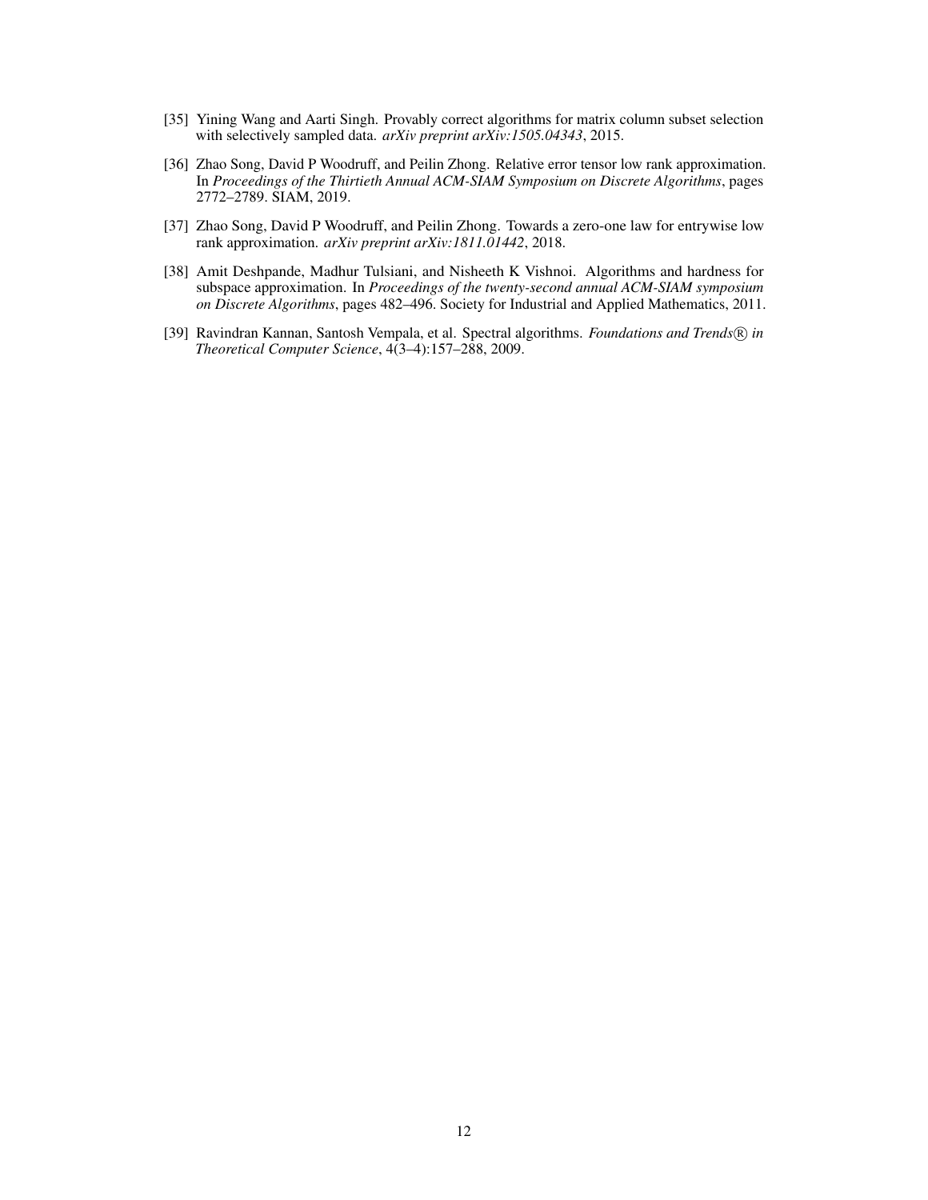[35] Yining Wang and Aarti Singh. Provably correct algorithms for matrix column subset selection with selectively sampled data. *arXiv preprint arXiv:1505.04343*, 2015.

[36] Zhao Song, David P Woodruff, and Peilin Zhong. Relative error tensor low rank approximation. In *Proceedings of the Thirtieth Annual ACM-SIAM Symposium on Discrete Algorithms*, pages 2772–2789. SIAM, 2019.

[37] Zhao Song, David P Woodruff, and Peilin Zhong. Towards a zero-one law for entrywise low rank approximation. *arXiv preprint arXiv:1811.01442*, 2018.

[38] Amit Deshpande, Madhur Tulsiani, and Nisheeth K Vishnoi. Algorithms and hardness for subspace approximation. In *Proceedings of the twenty-second annual ACM-SIAM symposium on Discrete Algorithms*, pages 482–496. Society for Industrial and Applied Mathematics, 2011.

[39] Ravindran Kannan, Santosh Vempala, et al. Spectral algorithms. *Foundations and Trends® in Theoretical Computer Science*, 4(3–4):157–288, 2009.